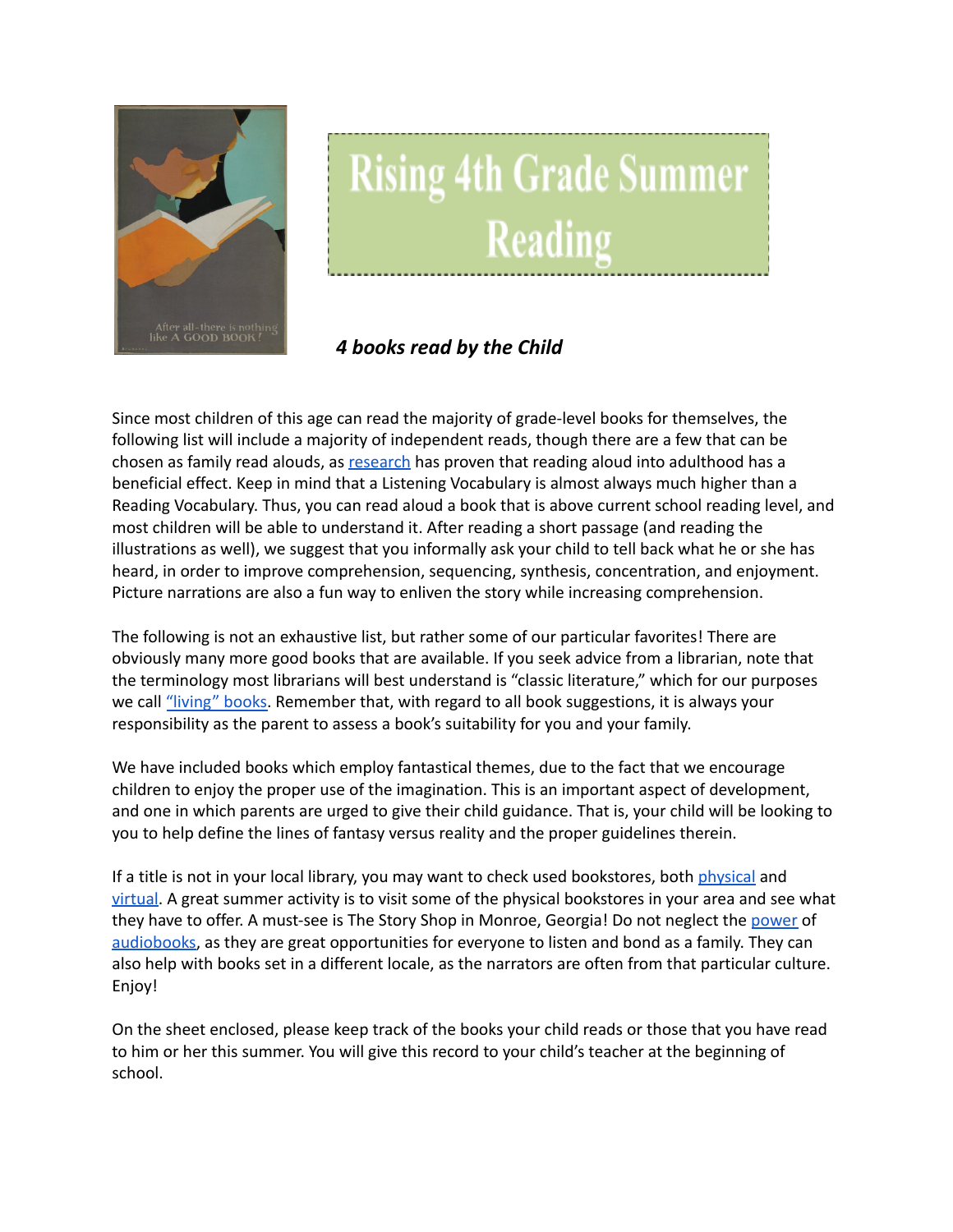# Rising 4th Grade Summer Reading

***4 books read by the Child***

Since most children of this age can read the majority of grade-level books for themselves, the following list will include a majority of independent reads, though there are a few that can be chosen as family read alouds, as research has proven that reading aloud into adulthood has a beneficial effect. Keep in mind that a Listening Vocabulary is almost always much higher than a Reading Vocabulary. Thus, you can read aloud a book that is above current school reading level, and most children will be able to understand it. After reading a short passage (and reading the illustrations as well), we suggest that you informally ask your child to tell back what he or she has heard, in order to improve comprehension, sequencing, synthesis, concentration, and enjoyment. Picture narrations are also a fun way to enliven the story while increasing comprehension.

The following is not an exhaustive list, but rather some of our particular favorites! There are obviously many more good books that are available. If you seek advice from a librarian, note that the terminology most librarians will best understand is "classic literature," which for our purposes we call "living" books. Remember that, with regard to all book suggestions, it is always your responsibility as the parent to assess a book's suitability for you and your family.

We have included books which employ fantastical themes, due to the fact that we encourage children to enjoy the proper use of the imagination. This is an important aspect of development, and one in which parents are urged to give their child guidance. That is, your child will be looking to you to help define the lines of fantasy versus reality and the proper guidelines therein.

If a title is not in your local library, you may want to check used bookstores, both physical and virtual. A great summer activity is to visit some of the physical bookstores in your area and see what they have to offer. A must-see is The Story Shop in Monroe, Georgia! Do not neglect the power of audiobooks, as they are great opportunities for everyone to listen and bond as a family. They can also help with books set in a different locale, as the narrators are often from that particular culture. Enjoy!

On the sheet enclosed, please keep track of the books your child reads or those that you have read to him or her this summer. You will give this record to your child's teacher at the beginning of school.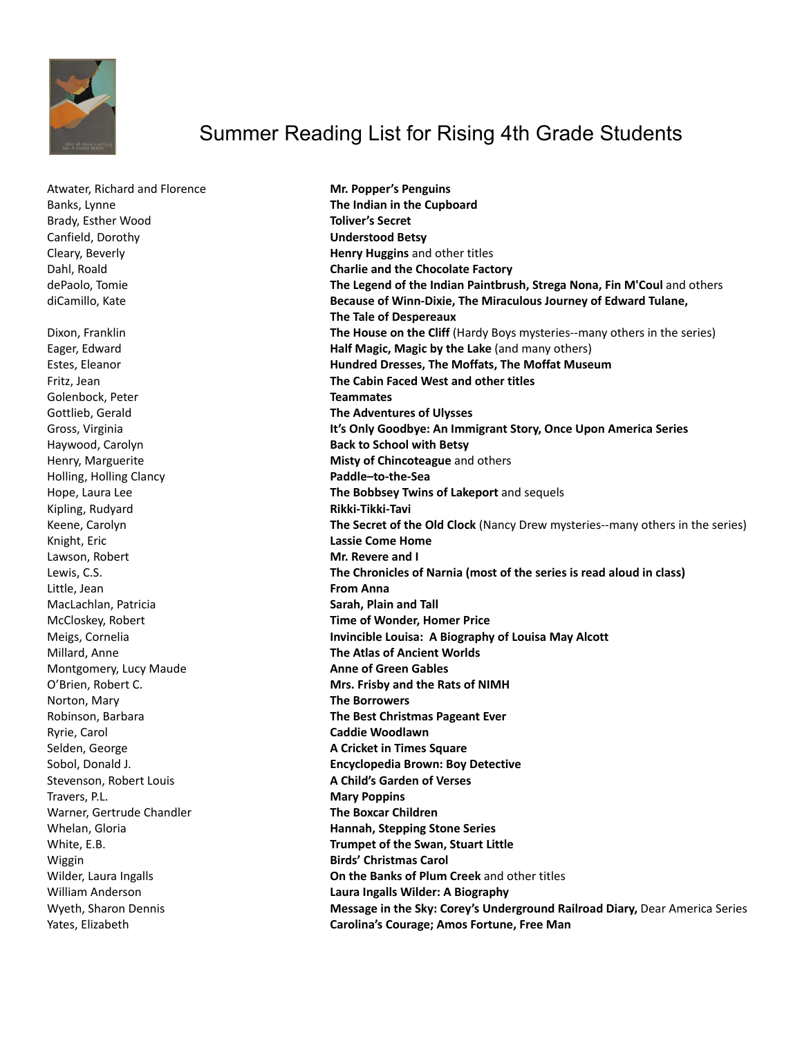# Summer Reading List for Rising 4th Grade Students

| | |
|---|---|
| Atwater, Richard and Florence | **Mr. Popper's Penguins** |
| Banks, Lynne | **The Indian in the Cupboard** |
| Brady, Esther Wood | **Toliver's Secret** |
| Canfield, Dorothy | **Understood Betsy** |
| Cleary, Beverly | **Henry Huggins** and other titles |
| Dahl, Roald | **Charlie and the Chocolate Factory** |
| dePaolo, Tomie | **The Legend of the Indian Paintbrush, Strega Nona, Fin M'Coul** and others |
| diCamillo, Kate | **Because of Winn-Dixie, The Miraculous Journey of Edward Tulane, The Tale of Despereaux** |
| Dixon, Franklin | **The House on the Cliff** (Hardy Boys mysteries--many others in the series) |
| Eager, Edward | **Half Magic, Magic by the Lake** (and many others) |
| Estes, Eleanor | **Hundred Dresses, The Moffats, The Moffat Museum** |
| Fritz, Jean | **The Cabin Faced West and other titles** |
| Golenbock, Peter | **Teammates** |
| Gottlieb, Gerald | **The Adventures of Ulysses** |
| Gross, Virginia | **It's Only Goodbye: An Immigrant Story, Once Upon America Series** |
| Haywood, Carolyn | **Back to School with Betsy** |
| Henry, Marguerite | **Misty of Chincoteague** and others |
| Holling, Holling Clancy | **Paddle–to-the-Sea** |
| Hope, Laura Lee | **The Bobbsey Twins of Lakeport** and sequels |
| Kipling, Rudyard | **Rikki-Tikki-Tavi** |
| Keene, Carolyn | **The Secret of the Old Clock** (Nancy Drew mysteries--many others in the series) |
| Knight, Eric | **Lassie Come Home** |
| Lawson, Robert | **Mr. Revere and I** |
| Lewis, C.S. | **The Chronicles of Narnia (most of the series is read aloud in class)** |
| Little, Jean | **From Anna** |
| MacLachlan, Patricia | **Sarah, Plain and Tall** |
| McCloskey, Robert | **Time of Wonder, Homer Price** |
| Meigs, Cornelia | **Invincible Louisa: A Biography of Louisa May Alcott** |
| Millard, Anne | **The Atlas of Ancient Worlds** |
| Montgomery, Lucy Maude | **Anne of Green Gables** |
| O'Brien, Robert C. | **Mrs. Frisby and the Rats of NIMH** |
| Norton, Mary | **The Borrowers** |
| Robinson, Barbara | **The Best Christmas Pageant Ever** |
| Ryrie, Carol | **Caddie Woodlawn** |
| Selden, George | **A Cricket in Times Square** |
| Sobol, Donald J. | **Encyclopedia Brown: Boy Detective** |
| Stevenson, Robert Louis | **A Child's Garden of Verses** |
| Travers, P.L. | **Mary Poppins** |
| Warner, Gertrude Chandler | **The Boxcar Children** |
| Whelan, Gloria | **Hannah, Stepping Stone Series** |
| White, E.B. | **Trumpet of the Swan, Stuart Little** |
| Wiggin | **Birds' Christmas Carol** |
| Wilder, Laura Ingalls | **On the Banks of Plum Creek** and other titles |
| William Anderson | **Laura Ingalls Wilder: A Biography** |
| Wyeth, Sharon Dennis | **Message in the Sky: Corey's Underground Railroad Diary,** Dear America Series |
| Yates, Elizabeth | **Carolina's Courage; Amos Fortune, Free Man** |